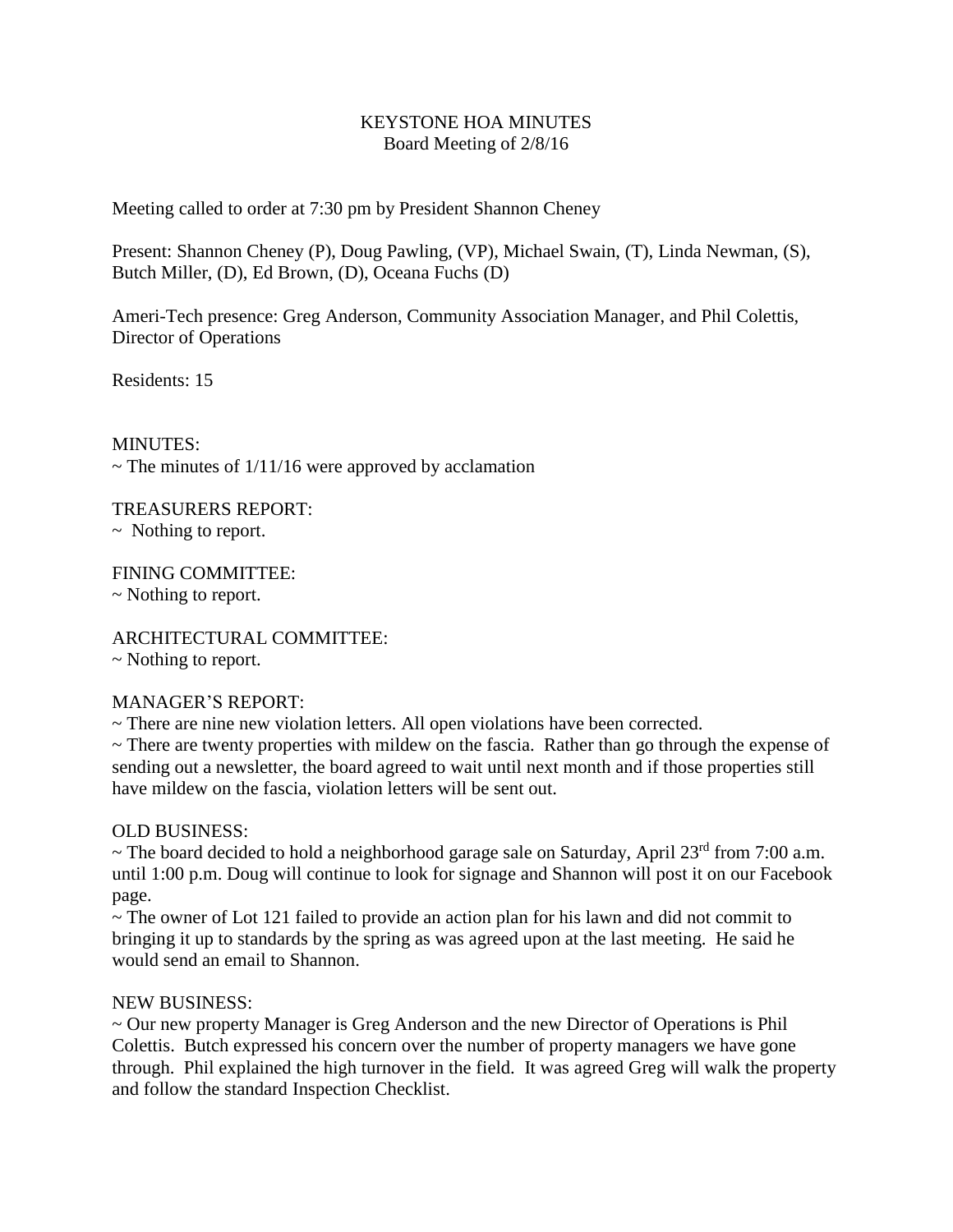# KEYSTONE HOA MINUTES
## Board Meeting of 2/8/16

Meeting called to order at 7:30 pm by President Shannon Cheney

Present: Shannon Cheney (P), Doug Pawling, (VP), Michael Swain, (T), Linda Newman, (S), Butch Miller, (D), Ed Brown, (D), Oceana Fuchs (D)

Ameri-Tech presence: Greg Anderson, Community Association Manager, and Phil Colettis, Director of Operations

Residents: 15

MINUTES:
~ The minutes of 1/11/16 were approved by acclamation

TREASURERS REPORT:
~ Nothing to report.

FINING COMMITTEE:
~ Nothing to report.

ARCHITECTURAL COMMITTEE:
~ Nothing to report.

MANAGER'S REPORT:
~ There are nine new violation letters. All open violations have been corrected.
~ There are twenty properties with mildew on the fascia. Rather than go through the expense of sending out a newsletter, the board agreed to wait until next month and if those properties still have mildew on the fascia, violation letters will be sent out.

OLD BUSINESS:
~ The board decided to hold a neighborhood garage sale on Saturday, April 23rd from 7:00 a.m. until 1:00 p.m. Doug will continue to look for signage and Shannon will post it on our Facebook page.
~ The owner of Lot 121 failed to provide an action plan for his lawn and did not commit to bringing it up to standards by the spring as was agreed upon at the last meeting. He said he would send an email to Shannon.

NEW BUSINESS:
~ Our new property Manager is Greg Anderson and the new Director of Operations is Phil Colettis. Butch expressed his concern over the number of property managers we have gone through. Phil explained the high turnover in the field. It was agreed Greg will walk the property and follow the standard Inspection Checklist.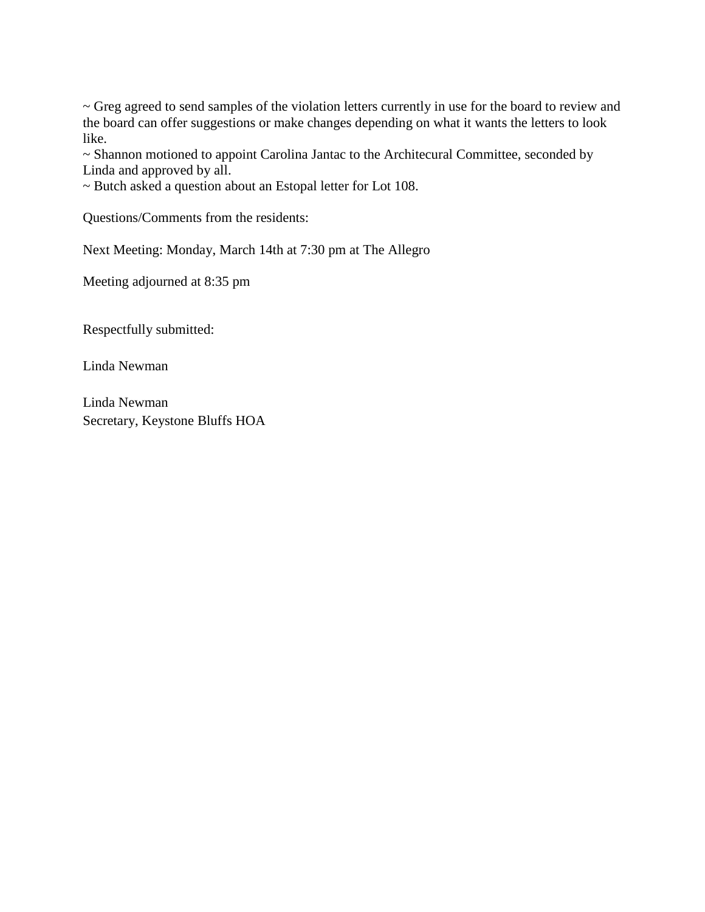~ Greg agreed to send samples of the violation letters currently in use for the board to review and the board can offer suggestions or make changes depending on what it wants the letters to look like.
~ Shannon motioned to appoint Carolina Jantac to the Architecural Committee, seconded by Linda and approved by all.
~ Butch asked a question about an Estopal letter for Lot 108.

Questions/Comments from the residents:

Next Meeting: Monday, March 14th at 7:30 pm at The Allegro

Meeting adjourned at 8:35 pm

Respectfully submitted:

Linda Newman

Linda Newman
Secretary, Keystone Bluffs HOA